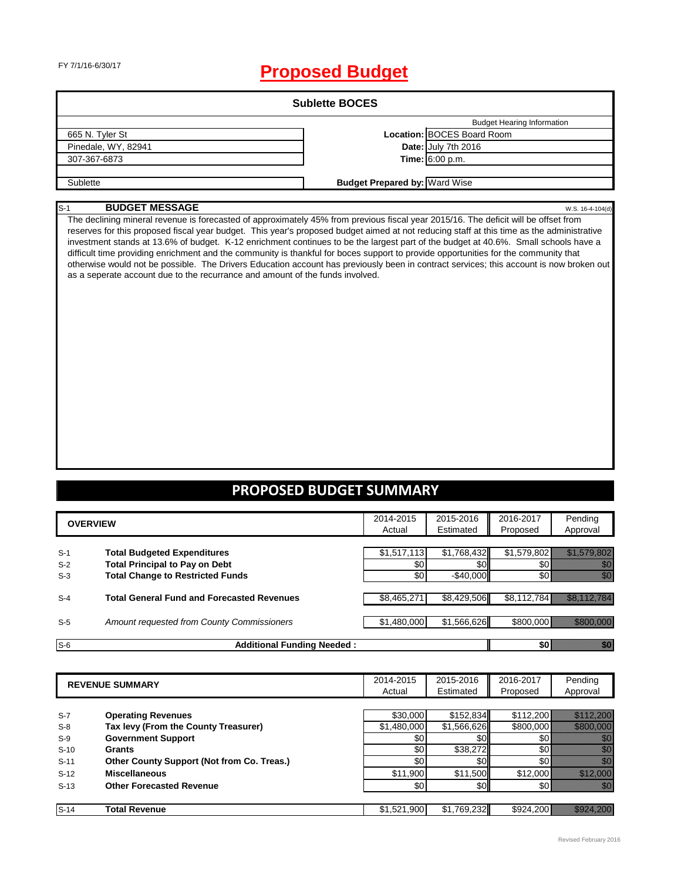FY 7/1/16-6/30/17

# Proposed Budget

## Sublette BOCES

| | | |
|---|---|---|
| | | Budget Hearing Information |
| 665 N. Tyler St | **Location:** | BOCES Board Room |
| Pinedale, WY, 82941 | **Date:** | July 7th 2016 |
| 307-367-6873 | **Time:** | 6:00 p.m. |
| Sublette | **Budget Prepared by:** | Ward Wise |

S-1 **BUDGET MESSAGE** W.S. 16-4-104(d)

The declining mineral revenue is forecasted of approximately 45% from previous fiscal year 2015/16. The deficit will be offset from reserves for this proposed fiscal year budget. This year's proposed budget aimed at not reducing staff at this time as the administrative investment stands at 13.6% of budget. K-12 enrichment continues to be the largest part of the budget at 40.6%. Small schools have a difficult time providing enrichment and the community is thankful for boces support to provide opportunities for the community that otherwise would not be possible. The Drivers Education account has previously been in contract services; this account is now broken out as a seperate account due to the recurrance and amount of the funds involved.

## PROPOSED BUDGET SUMMARY

| | **OVERVIEW** | 2014-2015 Actual | 2015-2016 Estimated | 2016-2017 Proposed | Pending Approval |
|---|---|---|---|---|---|
| S-1 | **Total Budgeted Expenditures** | $1,517,113 | $1,768,432 | $1,579,802 | $1,579,802 |
| S-2 | **Total Principal to Pay on Debt** | $0 | $0 | $0 | $0 |
| S-3 | **Total Change to Restricted Funds** | $0 | -$40,000 | $0 | $0 |
| S-4 | **Total General Fund and Forecasted Revenues** | $8,465,271 | $8,429,506 | $8,112,784 | $8,112,784 |
| S-5 | *Amount requested from County Commissioners* | $1,480,000 | $1,566,626 | $800,000 | $800,000 |
| S-6 | **Additional Funding Needed :** | | | **$0** | $0 |

| | **REVENUE SUMMARY** | 2014-2015 Actual | 2015-2016 Estimated | 2016-2017 Proposed | Pending Approval |
|---|---|---|---|---|---|
| S-7 | **Operating Revenues** | $30,000 | $152,834 | $112,200 | $112,200 |
| S-8 | **Tax levy (From the County Treasurer)** | $1,480,000 | $1,566,626 | $800,000 | $800,000 |
| S-9 | **Government Support** | $0 | $0 | $0 | $0 |
| S-10 | **Grants** | $0 | $38,272 | $0 | $0 |
| S-11 | **Other County Support (Not from Co. Treas.)** | $0 | $0 | $0 | $0 |
| S-12 | **Miscellaneous** | $11,900 | $11,500 | $12,000 | $12,000 |
| S-13 | **Other Forecasted Revenue** | $0 | $0 | $0 | $0 |
| S-14 | **Total Revenue** | $1,521,900 | $1,769,232 | $924,200 | $924,200 |

Revised February 2016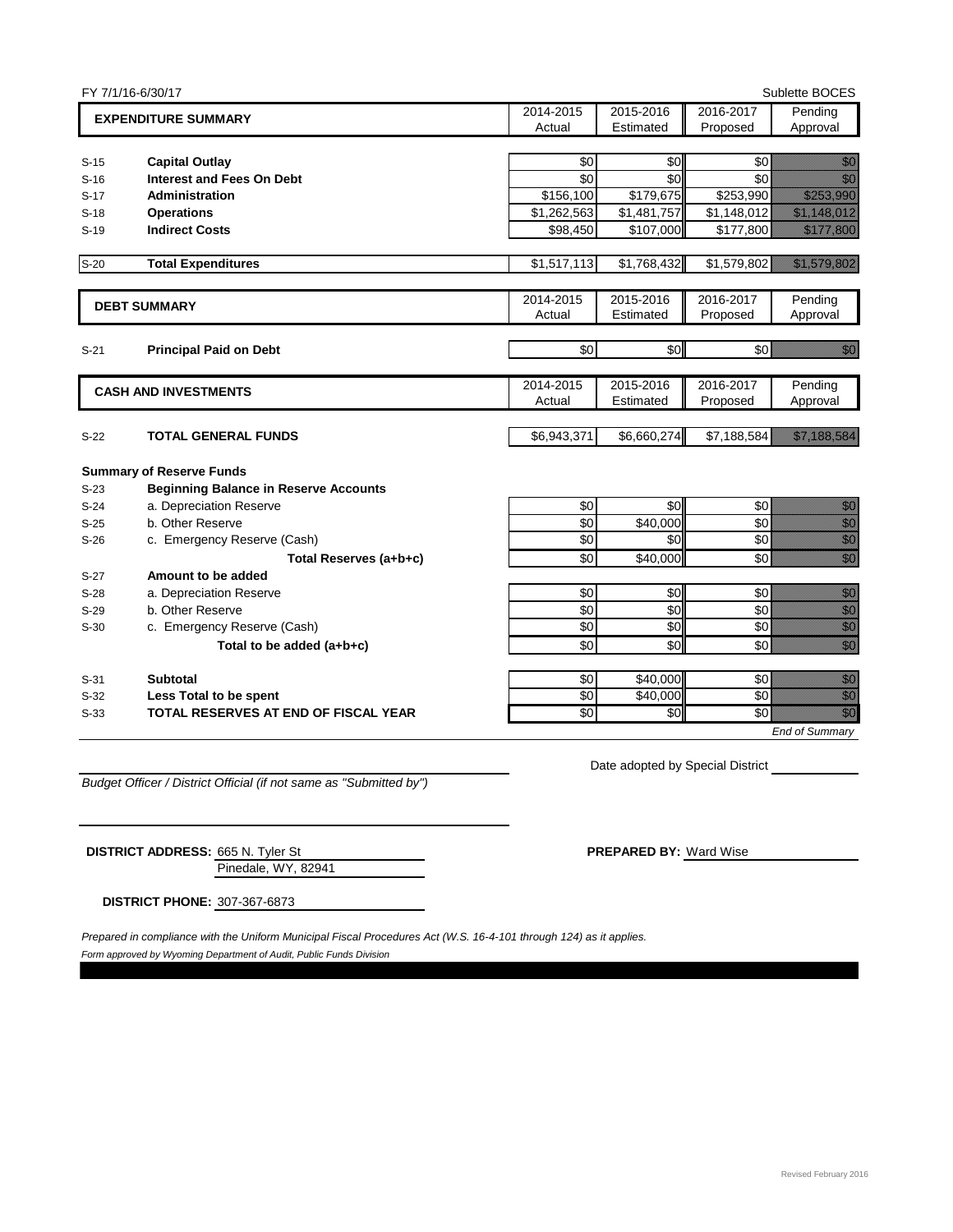FY 7/1/16-6/30/17 Sublette BOCES

| | EXPENDITURE SUMMARY | 2014-2015 Actual | 2015-2016 Estimated | 2016-2017 Proposed | Pending Approval |
|---|---|---|---|---|---|
| S-15 | **Capital Outlay** | $0 | $0 | $0 | $0 |
| S-16 | **Interest and Fees On Debt** | $0 | $0 | $0 | $0 |
| S-17 | **Administration** | $156,100 | $179,675 | $253,990 | $253,990 |
| S-18 | **Operations** | $1,262,563 | $1,481,757 | $1,148,012 | $1,148,012 |
| S-19 | **Indirect Costs** | $98,450 | $107,000 | $177,800 | $177,800 |
| S-20 | **Total Expenditures** | $1,517,113 | $1,768,432 | $1,579,802 | $1,579,802 |

| | DEBT SUMMARY | 2014-2015 Actual | 2015-2016 Estimated | 2016-2017 Proposed | Pending Approval |
|---|---|---|---|---|---|
| S-21 | **Principal Paid on Debt** | $0 | $0 | $0 | $0 |

| | CASH AND INVESTMENTS | 2014-2015 Actual | 2015-2016 Estimated | 2016-2017 Proposed | Pending Approval |
|---|---|---|---|---|---|
| S-22 | **TOTAL GENERAL FUNDS** | $6,943,371 | $6,660,274 | $7,188,584 | $7,188,584 |
| | **Summary of Reserve Funds** | | | | |
| S-23 | **Beginning Balance in Reserve Accounts** | | | | |
| S-24 | a. Depreciation Reserve | $0 | $0 | $0 | $0 |
| S-25 | b. Other Reserve | $0 | $40,000 | $0 | $0 |
| S-26 | c. Emergency Reserve (Cash) | $0 | $0 | $0 | $0 |
| | **Total Reserves (a+b+c)** | $0 | $40,000 | $0 | $0 |
| S-27 | **Amount to be added** | | | | |
| S-28 | a. Depreciation Reserve | $0 | $0 | $0 | $0 |
| S-29 | b. Other Reserve | $0 | $0 | $0 | $0 |
| S-30 | c. Emergency Reserve (Cash) | $0 | $0 | $0 | $0 |
| | **Total to be added (a+b+c)** | $0 | $0 | $0 | $0 |
| S-31 | **Subtotal** | $0 | $40,000 | $0 | $0 |
| S-32 | **Less Total to be spent** | $0 | $40,000 | $0 | $0 |
| S-33 | **TOTAL RESERVES AT END OF FISCAL YEAR** | $0 | $0 | $0 | $0 |

*End of Summary*

Date adopted by Special District ____________

*Budget Officer / District Official (if not same as "Submitted by")*

**DISTRICT ADDRESS:** 665 N. Tyler St
Pinedale, WY, 82941

**PREPARED BY:** Ward Wise

**DISTRICT PHONE:** 307-367-6873

*Prepared in compliance with the Uniform Municipal Fiscal Procedures Act (W.S. 16-4-101 through 124) as it applies.*

*Form approved by Wyoming Department of Audit, Public Funds Division*

Revised February 2016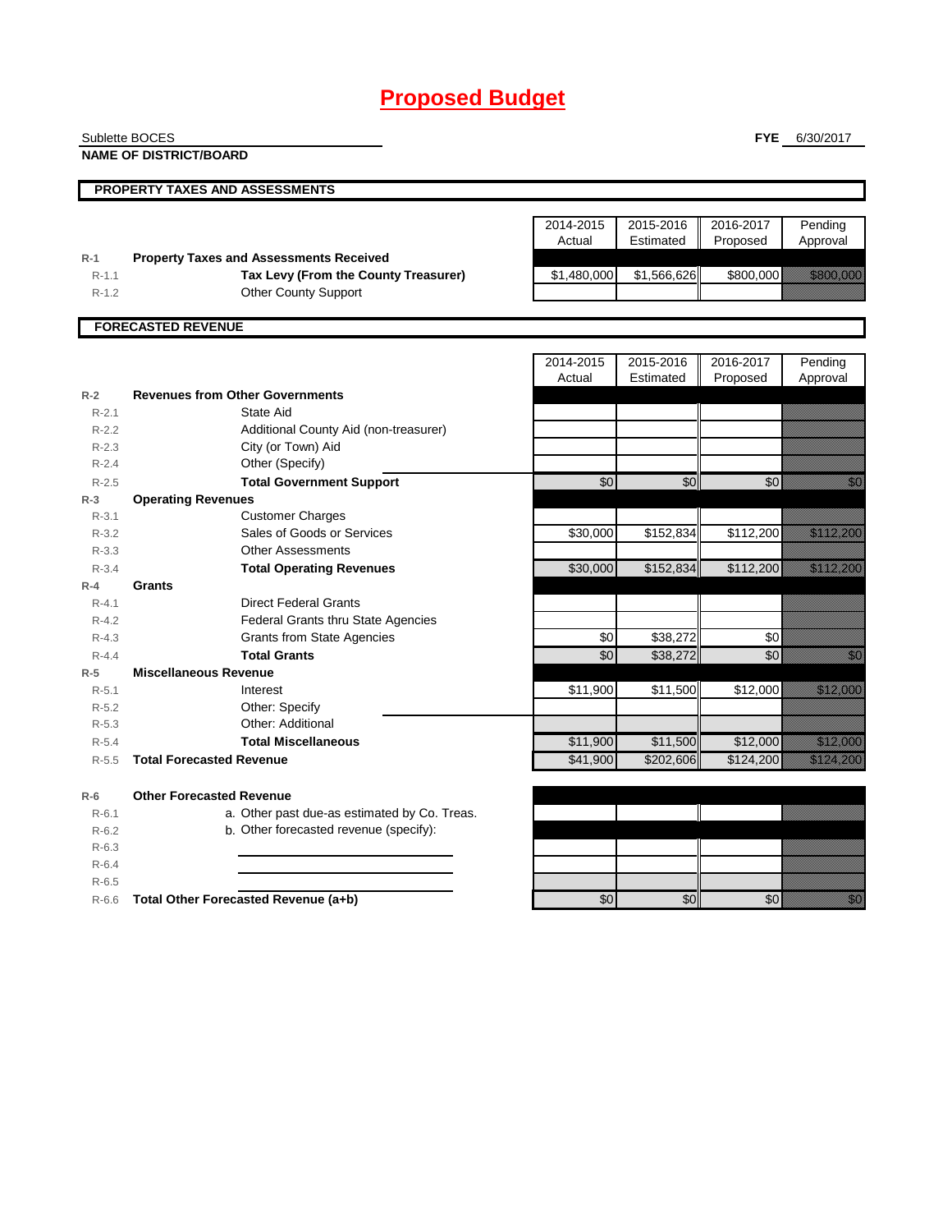# Proposed Budget

Sublette BOCES
**NAME OF DISTRICT/BOARD**

**FYE** 6/30/2017

## PROPERTY TAXES AND ASSESSMENTS

| | | 2014-2015 Actual | 2015-2016 Estimated | 2016-2017 Proposed | Pending Approval |
|---|---|---|---|---|---|
| R-1 | **Property Taxes and Assessments Received** | | | | |
| R-1.1 | **Tax Levy (From the County Treasurer)** | $1,480,000 | $1,566,626 | $800,000 | $800,000 |
| R-1.2 | Other County Support | | | | |

## FORECASTED REVENUE

| | | 2014-2015 Actual | 2015-2016 Estimated | 2016-2017 Proposed | Pending Approval |
|---|---|---|---|---|---|
| R-2 | **Revenues from Other Governments** | | | | |
| R-2.1 | State Aid | | | | |
| R-2.2 | Additional County Aid (non-treasurer) | | | | |
| R-2.3 | City (or Town) Aid | | | | |
| R-2.4 | Other (Specify) | | | | |
| R-2.5 | **Total Government Support** | $0 | $0 | $0 | $0 |
| R-3 | **Operating Revenues** | | | | |
| R-3.1 | Customer Charges | | | | |
| R-3.2 | Sales of Goods or Services | $30,000 | $152,834 | $112,200 | $112,200 |
| R-3.3 | Other Assessments | | | | |
| R-3.4 | **Total Operating Revenues** | $30,000 | $152,834 | $112,200 | $112,200 |
| R-4 | **Grants** | | | | |
| R-4.1 | Direct Federal Grants | | | | |
| R-4.2 | Federal Grants thru State Agencies | | | | |
| R-4.3 | Grants from State Agencies | $0 | $38,272 | $0 | |
| R-4.4 | **Total Grants** | $0 | $38,272 | $0 | $0 |
| R-5 | **Miscellaneous Revenue** | | | | |
| R-5.1 | Interest | $11,900 | $11,500 | $12,000 | $12,000 |
| R-5.2 | Other: Specify | | | | |
| R-5.3 | Other: Additional | | | | |
| R-5.4 | **Total Miscellaneous** | $11,900 | $11,500 | $12,000 | $12,000 |
| R-5.5 | **Total Forecasted Revenue** | $41,900 | $202,606 | $124,200 | $124,200 |
| R-6 | **Other Forecasted Revenue** | | | | |
| R-6.1 | a. Other past due-as estimated by Co. Treas. | | | | |
| R-6.2 | b. Other forecasted revenue (specify): | | | | |
| R-6.3 | | | | | |
| R-6.4 | | | | | |
| R-6.5 | | | | | |
| R-6.6 | **Total Other Forecasted Revenue (a+b)** | $0 | $0 | $0 | $0 |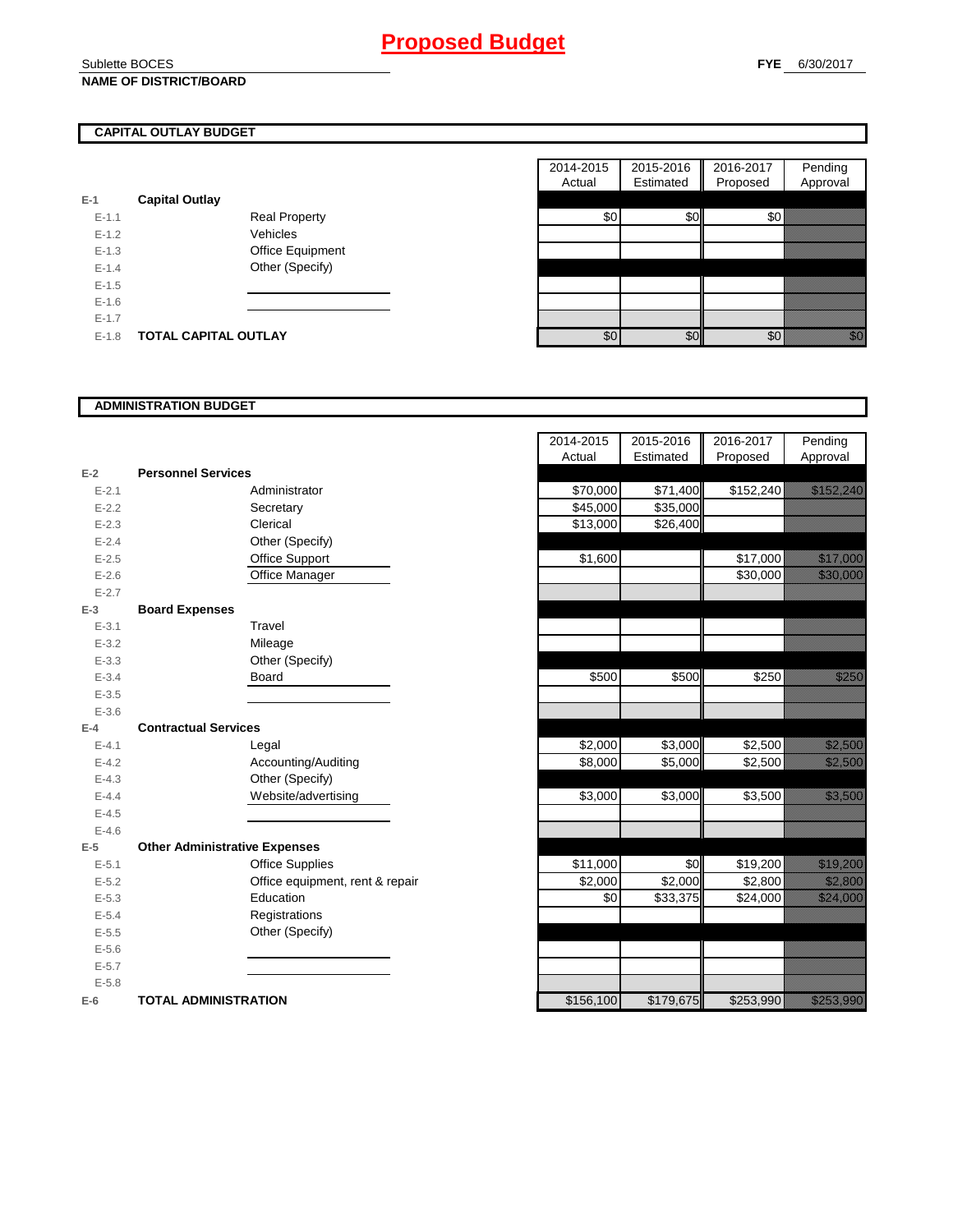# Proposed Budget

Sublette BOCES
**NAME OF DISTRICT/BOARD**

**FYE** 6/30/2017

## CAPITAL OUTLAY BUDGET

| | | | 2014-2015 Actual | 2015-2016 Estimated | 2016-2017 Proposed | Pending Approval |
|---|---|---|---|---|---|---|
| E-1 | **Capital Outlay** | | | | | |
| E-1.1 | | Real Property | $0 | $0 | $0 | |
| E-1.2 | | Vehicles | | | | |
| E-1.3 | | Office Equipment | | | | |
| E-1.4 | | Other (Specify) | | | | |
| E-1.5 | | | | | | |
| E-1.6 | | | | | | |
| E-1.7 | | | | | | |
| E-1.8 | **TOTAL CAPITAL OUTLAY** | | $0 | $0 | $0 | $0 |

## ADMINISTRATION BUDGET

| | | | 2014-2015 Actual | 2015-2016 Estimated | 2016-2017 Proposed | Pending Approval |
|---|---|---|---|---|---|---|
| E-2 | **Personnel Services** | | | | | |
| E-2.1 | | Administrator | $70,000 | $71,400 | $152,240 | $152,240 |
| E-2.2 | | Secretary | $45,000 | $35,000 | | |
| E-2.3 | | Clerical | $13,000 | $26,400 | | |
| E-2.4 | | Other (Specify) | | | | |
| E-2.5 | | Office Support | $1,600 | | $17,000 | $17,000 |
| E-2.6 | | Office Manager | | | $30,000 | $30,000 |
| E-2.7 | | | | | | |
| E-3 | **Board Expenses** | | | | | |
| E-3.1 | | Travel | | | | |
| E-3.2 | | Mileage | | | | |
| E-3.3 | | Other (Specify) | | | | |
| E-3.4 | | Board | $500 | $500 | $250 | $250 |
| E-3.5 | | | | | | |
| E-3.6 | | | | | | |
| E-4 | **Contractual Services** | | | | | |
| E-4.1 | | Legal | $2,000 | $3,000 | $2,500 | $2,500 |
| E-4.2 | | Accounting/Auditing | $8,000 | $5,000 | $2,500 | $2,500 |
| E-4.3 | | Other (Specify) | | | | |
| E-4.4 | | Website/advertising | $3,000 | $3,000 | $3,500 | $3,500 |
| E-4.5 | | | | | | |
| E-4.6 | | | | | | |
| E-5 | **Other Administrative Expenses** | | | | | |
| E-5.1 | | Office Supplies | $11,000 | $0 | $19,200 | $19,200 |
| E-5.2 | | Office equipment, rent & repair | $2,000 | $2,000 | $2,800 | $2,800 |
| E-5.3 | | Education | $0 | $33,375 | $24,000 | $24,000 |
| E-5.4 | | Registrations | | | | |
| E-5.5 | | Other (Specify) | | | | |
| E-5.6 | | | | | | |
| E-5.7 | | | | | | |
| E-5.8 | | | | | | |
| E-6 | **TOTAL ADMINISTRATION** | | $156,100 | $179,675 | $253,990 | $253,990 |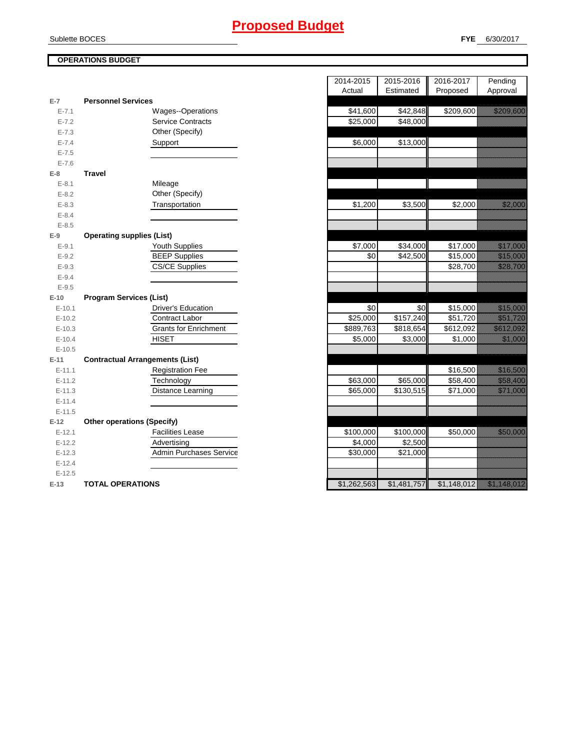# Proposed Budget

Sublette BOCES

**FYE** 6/30/2017

**OPERATIONS BUDGET**

| | | 2014-2015 Actual | 2015-2016 Estimated | 2016-2017 Proposed | Pending Approval |
|---|---|---|---|---|---|
| **E-7** | **Personnel Services** | | | | |
| E-7.1 | Wages--Operations | $41,600 | $42,848 | $209,600 | $209,600 |
| E-7.2 | Service Contracts | $25,000 | $48,000 | | |
| E-7.3 | Other (Specify) | | | | |
| E-7.4 | Support | $6,000 | $13,000 | | |
| E-7.5 | | | | | |
| E-7.6 | | | | | |
| **E-8** | **Travel** | | | | |
| E-8.1 | Mileage | | | | |
| E-8.2 | Other (Specify) | | | | |
| E-8.3 | Transportation | $1,200 | $3,500 | $2,000 | $2,000 |
| E-8.4 | | | | | |
| E-8.5 | | | | | |
| **E-9** | **Operating supplies (List)** | | | | |
| E-9.1 | Youth Supplies | $7,000 | $34,000 | $17,000 | $17,000 |
| E-9.2 | BEEP Supplies | $0 | $42,500 | $15,000 | $15,000 |
| E-9.3 | CS/CE Supplies | | | $28,700 | $28,700 |
| E-9.4 | | | | | |
| E-9.5 | | | | | |
| **E-10** | **Program Services (List)** | | | | |
| E-10.1 | Driver's Education | $0 | $0 | $15,000 | $15,000 |
| E-10.2 | Contract Labor | $25,000 | $157,240 | $51,720 | $51,720 |
| E-10.3 | Grants for Enrichment | $889,763 | $818,654 | $612,092 | $612,092 |
| E-10.4 | HISET | $5,000 | $3,000 | $1,000 | $1,000 |
| E-10.5 | | | | | |
| **E-11** | **Contractual Arrangements (List)** | | | | |
| E-11.1 | Registration Fee | | | $16,500 | $16,500 |
| E-11.2 | Technology | $63,000 | $65,000 | $58,400 | $58,400 |
| E-11.3 | Distance Learning | $65,000 | $130,515 | $71,000 | $71,000 |
| E-11.4 | | | | | |
| E-11.5 | | | | | |
| **E-12** | **Other operations (Specify)** | | | | |
| E-12.1 | Facilities Lease | $100,000 | $100,000 | $50,000 | $50,000 |
| E-12.2 | Advertising | $4,000 | $2,500 | | |
| E-12.3 | Admin Purchases Service | $30,000 | $21,000 | | |
| E-12.4 | | | | | |
| E-12.5 | | | | | |
| **E-13** | **TOTAL OPERATIONS** | $1,262,563 | $1,481,757 | $1,148,012 | $1,148,012 |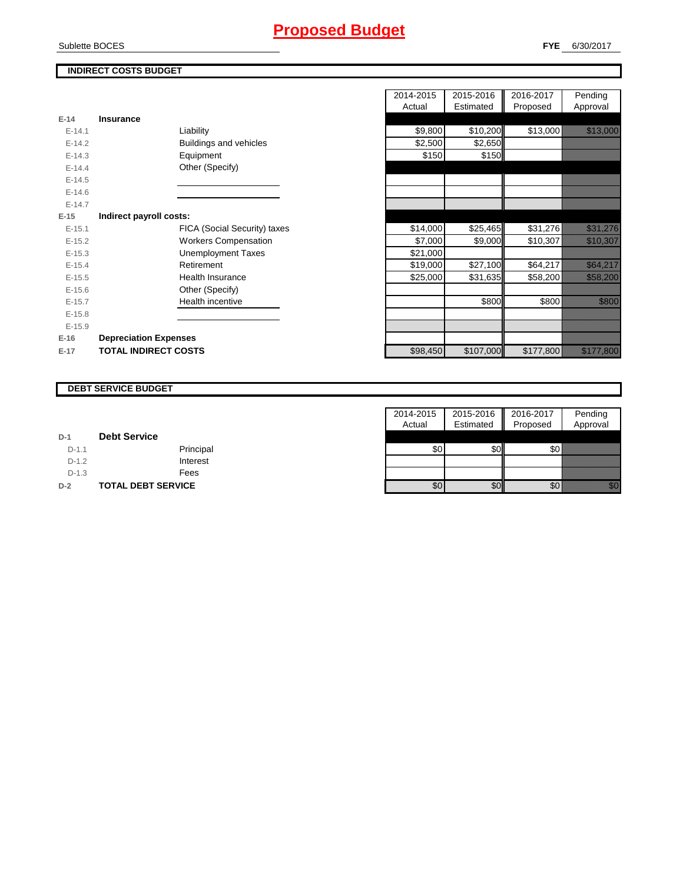# Proposed Budget

Sublette BOCES

**FYE** 6/30/2017

## INDIRECT COSTS BUDGET

| | | | 2014-2015 Actual | 2015-2016 Estimated | 2016-2017 Proposed | Pending Approval |
|---|---|---|---|---|---|---|
| E-14 | **Insurance** | | | | | |
| E-14.1 | | Liability | $9,800 | $10,200 | $13,000 | $13,000 |
| E-14.2 | | Buildings and vehicles | $2,500 | $2,650 | | |
| E-14.3 | | Equipment | $150 | $150 | | |
| E-14.4 | | Other (Specify) | | | | |
| E-14.5 | | | | | | |
| E-14.6 | | | | | | |
| E-14.7 | | | | | | |
| E-15 | **Indirect payroll costs:** | | | | | |
| E-15.1 | | FICA (Social Security) taxes | $14,000 | $25,465 | $31,276 | $31,276 |
| E-15.2 | | Workers Compensation | $7,000 | $9,000 | $10,307 | $10,307 |
| E-15.3 | | Unemployment Taxes | $21,000 | | | |
| E-15.4 | | Retirement | $19,000 | $27,100 | $64,217 | $64,217 |
| E-15.5 | | Health Insurance | $25,000 | $31,635 | $58,200 | $58,200 |
| E-15.6 | | Other (Specify) | | | | |
| E-15.7 | | Health incentive | | $800 | $800 | $800 |
| E-15.8 | | | | | | |
| E-15.9 | | | | | | |
| E-16 | **Depreciation Expenses** | | | | | |
| E-17 | **TOTAL INDIRECT COSTS** | | $98,450 | $107,000 | $177,800 | $177,800 |

## DEBT SERVICE BUDGET

| | | | 2014-2015 Actual | 2015-2016 Estimated | 2016-2017 Proposed | Pending Approval |
|---|---|---|---|---|---|---|
| D-1 | **Debt Service** | | | | | |
| D-1.1 | | Principal | $0 | $0 | $0 | |
| D-1.2 | | Interest | | | | |
| D-1.3 | | Fees | | | | |
| D-2 | **TOTAL DEBT SERVICE** | | $0 | $0 | $0 | $0 |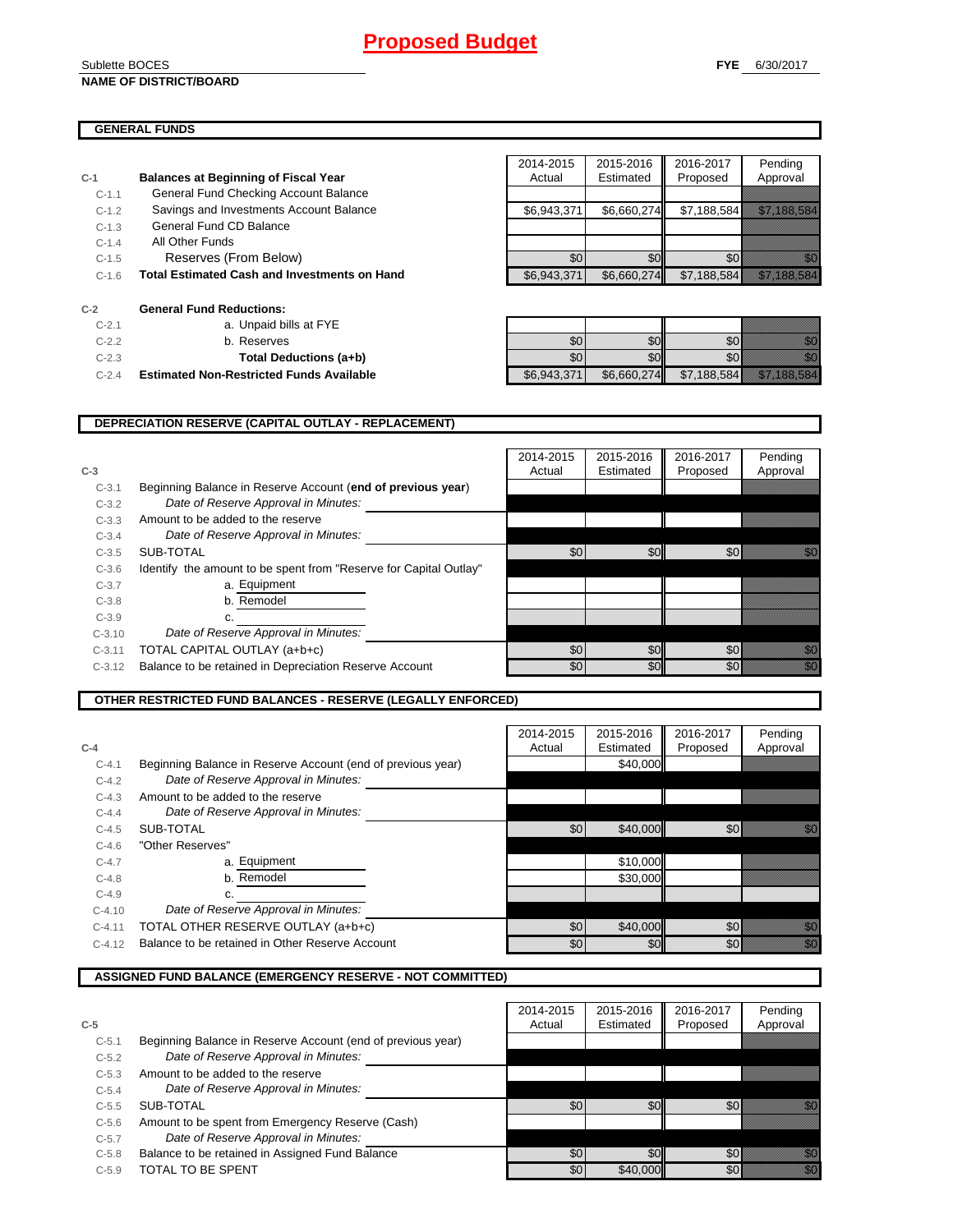# Proposed Budget

Sublette BOCES

**NAME OF DISTRICT/BOARD**

**FYE** 6/30/2017

## GENERAL FUNDS

| | | 2014-2015 Actual | 2015-2016 Estimated | 2016-2017 Proposed | Pending Approval |
|---|---|---|---|---|---|
| C-1 | **Balances at Beginning of Fiscal Year** | | | | |
| C-1.1 | General Fund Checking Account Balance | | | | |
| C-1.2 | Savings and Investments Account Balance | $6,943,371 | $6,660,274 | $7,188,584 | $7,188,584 |
| C-1.3 | General Fund CD Balance | | | | |
| C-1.4 | All Other Funds | | | | |
| C-1.5 | Reserves (From Below) | $0 | $0 | $0 | $0 |
| C-1.6 | **Total Estimated Cash and Investments on Hand** | $6,943,371 | $6,660,274 | $7,188,584 | $7,188,584 |
| C-2 | **General Fund Reductions:** | | | | |
| C-2.1 | a. Unpaid bills at FYE | | | | |
| C-2.2 | b. Reserves | $0 | $0 | $0 | $0 |
| C-2.3 | **Total Deductions (a+b)** | $0 | $0 | $0 | $0 |
| C-2.4 | **Estimated Non-Restricted Funds Available** | $6,943,371 | $6,660,274 | $7,188,584 | $7,188,584 |

## DEPRECIATION RESERVE (CAPITAL OUTLAY - REPLACEMENT)

| C-3 | | 2014-2015 Actual | 2015-2016 Estimated | 2016-2017 Proposed | Pending Approval |
|---|---|---|---|---|---|
| C-3.1 | Beginning Balance in Reserve Account (**end of previous year**) | | | | |
| C-3.2 | *Date of Reserve Approval in Minutes:* | | | | |
| C-3.3 | Amount to be added to the reserve | | | | |
| C-3.4 | *Date of Reserve Approval in Minutes:* | | | | |
| C-3.5 | SUB-TOTAL | $0 | $0 | $0 | $0 |
| C-3.6 | Identify the amount to be spent from "Reserve for Capital Outlay" | | | | |
| C-3.7 | a. Equipment | | | | |
| C-3.8 | b. Remodel | | | | |
| C-3.9 | c. | | | | |
| C-3.10 | *Date of Reserve Approval in Minutes:* | | | | |
| C-3.11 | TOTAL CAPITAL OUTLAY (a+b+c) | $0 | $0 | $0 | $0 |
| C-3.12 | Balance to be retained in Depreciation Reserve Account | $0 | $0 | $0 | $0 |

## OTHER RESTRICTED FUND BALANCES - RESERVE (LEGALLY ENFORCED)

| C-4 | | 2014-2015 Actual | 2015-2016 Estimated | 2016-2017 Proposed | Pending Approval |
|---|---|---|---|---|---|
| C-4.1 | Beginning Balance in Reserve Account (end of previous year) | | $40,000 | | |
| C-4.2 | *Date of Reserve Approval in Minutes:* | | | | |
| C-4.3 | Amount to be added to the reserve | | | | |
| C-4.4 | *Date of Reserve Approval in Minutes:* | | | | |
| C-4.5 | SUB-TOTAL | $0 | $40,000 | $0 | $0 |
| C-4.6 | "Other Reserves" | | | | |
| C-4.7 | a. Equipment | | $10,000 | | |
| C-4.8 | b. Remodel | | $30,000 | | |
| C-4.9 | c. | | | | |
| C-4.10 | *Date of Reserve Approval in Minutes:* | | | | |
| C-4.11 | TOTAL OTHER RESERVE OUTLAY (a+b+c) | $0 | $40,000 | $0 | $0 |
| C-4.12 | Balance to be retained in Other Reserve Account | $0 | $0 | $0 | $0 |

## ASSIGNED FUND BALANCE (EMERGENCY RESERVE - NOT COMMITTED)

| C-5 | | 2014-2015 Actual | 2015-2016 Estimated | 2016-2017 Proposed | Pending Approval |
|---|---|---|---|---|---|
| C-5.1 | Beginning Balance in Reserve Account (end of previous year) | | | | |
| C-5.2 | *Date of Reserve Approval in Minutes:* | | | | |
| C-5.3 | Amount to be added to the reserve | | | | |
| C-5.4 | *Date of Reserve Approval in Minutes:* | | | | |
| C-5.5 | SUB-TOTAL | $0 | $0 | $0 | $0 |
| C-5.6 | Amount to be spent from Emergency Reserve (Cash) | | | | |
| C-5.7 | *Date of Reserve Approval in Minutes:* | | | | |
| C-5.8 | Balance to be retained in Assigned Fund Balance | $0 | $0 | $0 | $0 |
| C-5.9 | TOTAL TO BE SPENT | $0 | $40,000 | $0 | $0 |